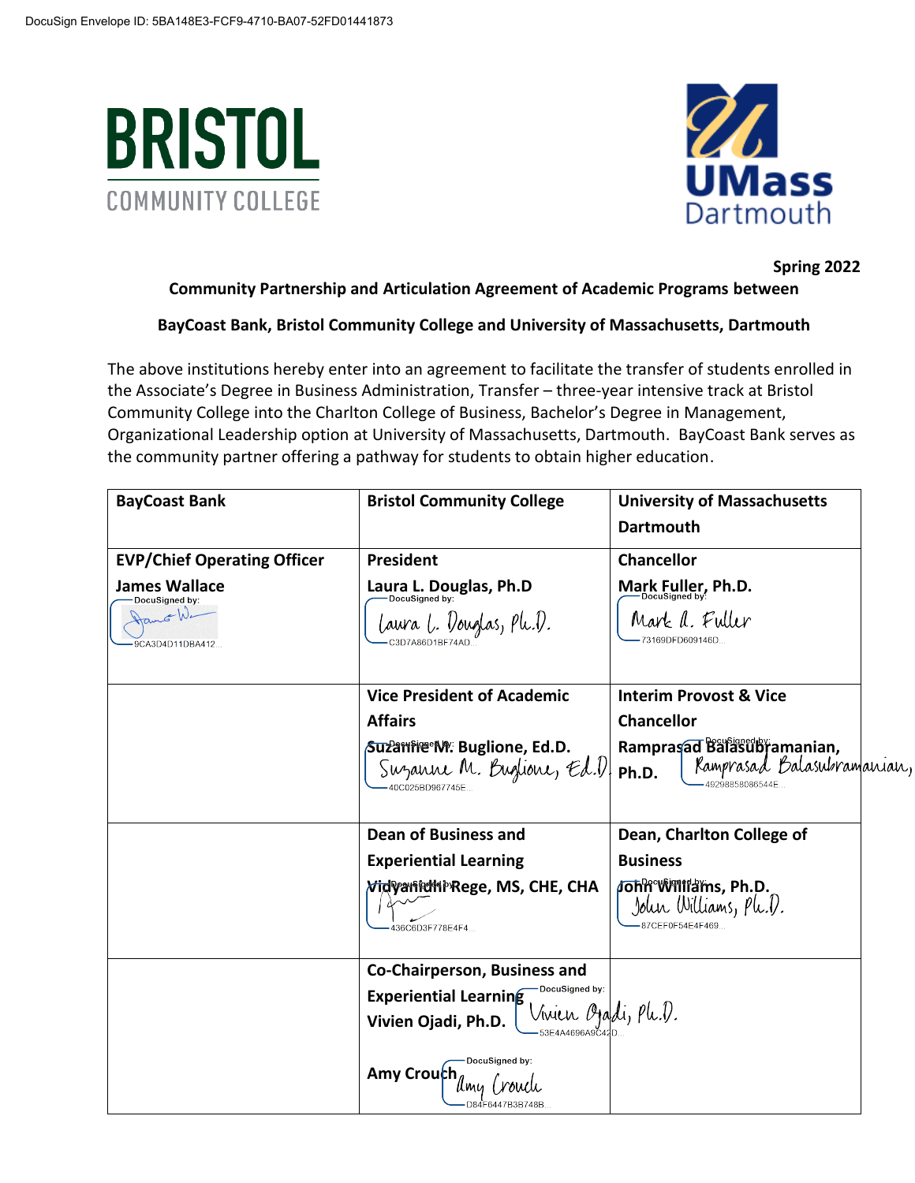DocuSign Envelope ID: 5BA148E3-FCF9-4710-BA07-52FD01441873

**BRISTOL**
COMMUNITY COLLEGE

**UMass**
Dartmouth

**Spring 2022**

**Community Partnership and Articulation Agreement of Academic Programs between**

**BayCoast Bank, Bristol Community College and University of Massachusetts, Dartmouth**

The above institutions hereby enter into an agreement to facilitate the transfer of students enrolled in the Associate's Degree in Business Administration, Transfer – three-year intensive track at Bristol Community College into the Charlton College of Business, Bachelor's Degree in Management, Organizational Leadership option at University of Massachusetts, Dartmouth. BayCoast Bank serves as the community partner offering a pathway for students to obtain higher education.

| BayCoast Bank | Bristol Community College | University of Massachusetts Dartmouth |
| --- | --- | --- |
| **EVP/Chief Operating Officer**<br>**James Wallace**<br>DocuSigned by: [signature]<br>9CA3D4D11DBA412... | **President**<br>**Laura L. Douglas, Ph.D**<br>DocuSigned by: Laura L. Douglas, Ph.D.<br>C3D7A86D1BF74AD... | **Chancellor**<br>**Mark Fuller, Ph.D.**<br>DocuSigned by: Mark A. Fuller<br>73169DFD609146D... |
| | **Vice President of Academic Affairs**<br>**Suzanne M. Buglione, Ed.D.**<br>DocuSigned by: Suzanne M. Buglione, Ed.D.<br>40C025BD967745E... | **Interim Provost & Vice Chancellor**<br>**Ramprasad Balasubramanian, Ph.D.**<br>DocuSigned by: Ramprasad Balasubramanian,<br>49298858086544E... |
| | **Dean of Business and Experiential Learning**<br>**Vidyanidhi Rege, MS, CHE, CHA**<br>DocuSigned by: [signature]<br>436C6D3F778E4F4... | **Dean, Charlton College of Business**<br>**John Williams, Ph.D.**<br>DocuSigned by: John Williams, Ph.D.<br>87CEF0F54E4F469... |
| | **Co-Chairperson, Business and Experiential Learning**<br>**Vivien Ojadi, Ph.D.**<br>DocuSigned by: Vivien Ojadi, Ph.D.<br>53E4A4696A9C42D...<br><br>**Amy Crouch**<br>DocuSigned by: Amy Crouch<br>D84F6447B3B748B... | |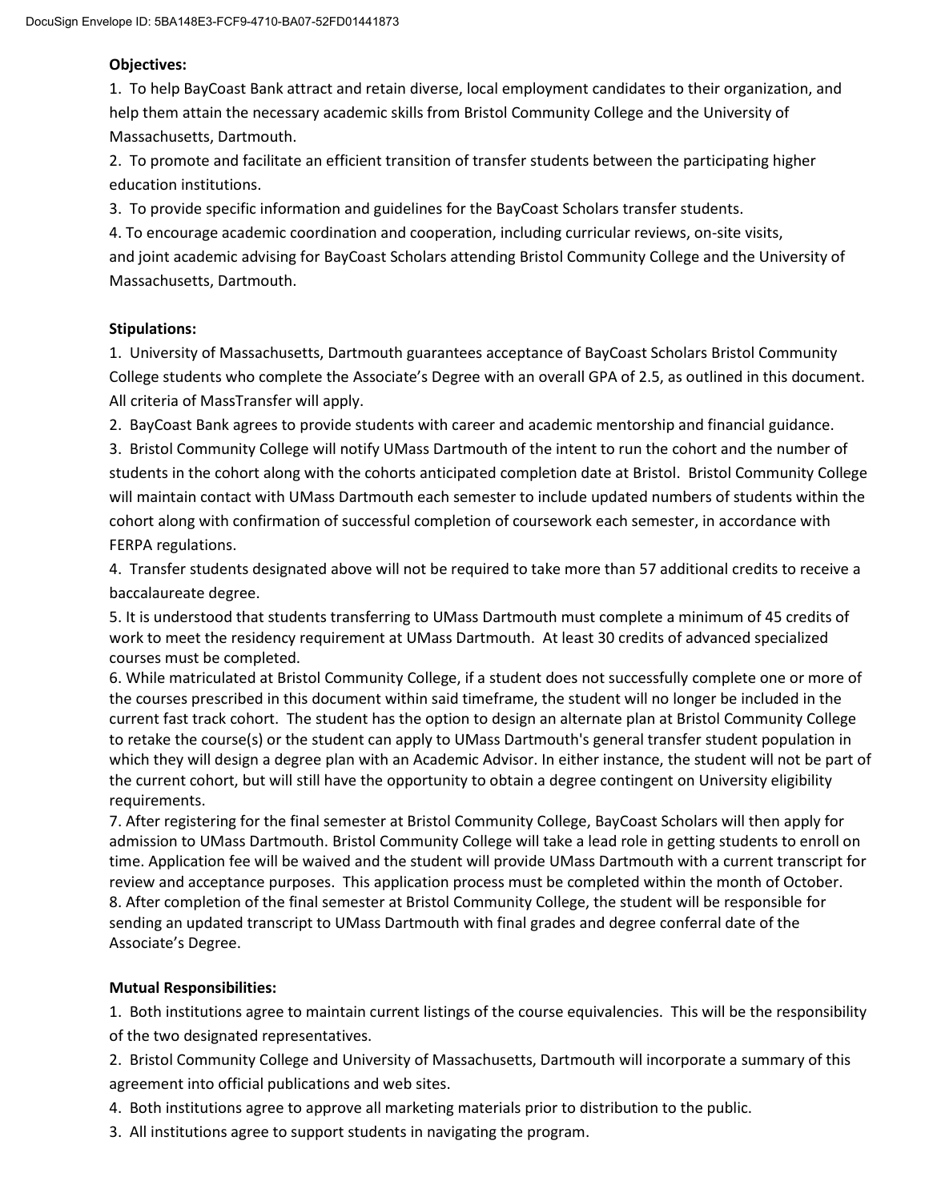**Objectives:**

1. To help BayCoast Bank attract and retain diverse, local employment candidates to their organization, and help them attain the necessary academic skills from Bristol Community College and the University of Massachusetts, Dartmouth.
2. To promote and facilitate an efficient transition of transfer students between the participating higher education institutions.
3. To provide specific information and guidelines for the BayCoast Scholars transfer students.
4. To encourage academic coordination and cooperation, including curricular reviews, on-site visits, and joint academic advising for BayCoast Scholars attending Bristol Community College and the University of Massachusetts, Dartmouth.

**Stipulations:**

1. University of Massachusetts, Dartmouth guarantees acceptance of BayCoast Scholars Bristol Community College students who complete the Associate's Degree with an overall GPA of 2.5, as outlined in this document. All criteria of MassTransfer will apply.
2. BayCoast Bank agrees to provide students with career and academic mentorship and financial guidance.
3. Bristol Community College will notify UMass Dartmouth of the intent to run the cohort and the number of students in the cohort along with the cohorts anticipated completion date at Bristol. Bristol Community College will maintain contact with UMass Dartmouth each semester to include updated numbers of students within the cohort along with confirmation of successful completion of coursework each semester, in accordance with FERPA regulations.
4. Transfer students designated above will not be required to take more than 57 additional credits to receive a baccalaureate degree.
5. It is understood that students transferring to UMass Dartmouth must complete a minimum of 45 credits of work to meet the residency requirement at UMass Dartmouth. At least 30 credits of advanced specialized courses must be completed.
6. While matriculated at Bristol Community College, if a student does not successfully complete one or more of the courses prescribed in this document within said timeframe, the student will no longer be included in the current fast track cohort. The student has the option to design an alternate plan at Bristol Community College to retake the course(s) or the student can apply to UMass Dartmouth's general transfer student population in which they will design a degree plan with an Academic Advisor. In either instance, the student will not be part of the current cohort, but will still have the opportunity to obtain a degree contingent on University eligibility requirements.
7. After registering for the final semester at Bristol Community College, BayCoast Scholars will then apply for admission to UMass Dartmouth. Bristol Community College will take a lead role in getting students to enroll on time. Application fee will be waived and the student will provide UMass Dartmouth with a current transcript for review and acceptance purposes. This application process must be completed within the month of October.
8. After completion of the final semester at Bristol Community College, the student will be responsible for sending an updated transcript to UMass Dartmouth with final grades and degree conferral date of the Associate's Degree.

**Mutual Responsibilities:**

1. Both institutions agree to maintain current listings of the course equivalencies. This will be the responsibility of the two designated representatives.
2. Bristol Community College and University of Massachusetts, Dartmouth will incorporate a summary of this agreement into official publications and web sites.
4. Both institutions agree to approve all marketing materials prior to distribution to the public.
3. All institutions agree to support students in navigating the program.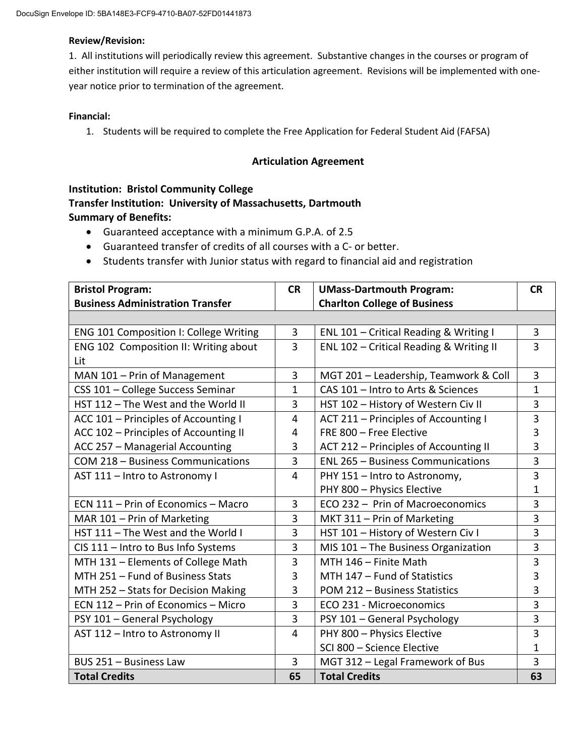**Review/Revision:**

1. All institutions will periodically review this agreement. Substantive changes in the courses or program of either institution will require a review of this articulation agreement. Revisions will be implemented with one-year notice prior to termination of the agreement.

**Financial:**

1. Students will be required to complete the Free Application for Federal Student Aid (FAFSA)

## Articulation Agreement

**Institution: Bristol Community College**
**Transfer Institution: University of Massachusetts, Dartmouth**
**Summary of Benefits:**

- Guaranteed acceptance with a minimum G.P.A. of 2.5
- Guaranteed transfer of credits of all courses with a C- or better.
- Students transfer with Junior status with regard to financial aid and registration

| **Bristol Program: Business Administration Transfer** | **CR** | **UMass-Dartmouth Program: Charlton College of Business** | **CR** |
|---|---|---|---|
| | | | |
| ENG 101 Composition I: College Writing | 3 | ENL 101 – Critical Reading & Writing I | 3 |
| ENG 102 Composition II: Writing about Lit | 3 | ENL 102 – Critical Reading & Writing II | 3 |
| MAN 101 – Prin of Management | 3 | MGT 201 – Leadership, Teamwork & Coll | 3 |
| CSS 101 – College Success Seminar | 1 | CAS 101 – Intro to Arts & Sciences | 1 |
| HST 112 – The West and the World II | 3 | HST 102 – History of Western Civ II | 3 |
| ACC 101 – Principles of Accounting I<br>ACC 102 – Principles of Accounting II<br>ACC 257 – Managerial Accounting | 4<br>4<br>3 | ACT 211 – Principles of Accounting I<br>FRE 800 – Free Elective<br>ACT 212 – Principles of Accounting II | 3<br>3<br>3 |
| COM 218 – Business Communications | 3 | ENL 265 – Business Communications | 3 |
| AST 111 – Intro to Astronomy I | 4 | PHY 151 – Intro to Astronomy,<br>PHY 800 – Physics Elective | 3<br>1 |
| ECN 111 – Prin of Economics – Macro | 3 | ECO 232 – Prin of Macroeconomics | 3 |
| MAR 101 – Prin of Marketing | 3 | MKT 311 – Prin of Marketing | 3 |
| HST 111 – The West and the World I | 3 | HST 101 – History of Western Civ I | 3 |
| CIS 111 – Intro to Bus Info Systems | 3 | MIS 101 – The Business Organization | 3 |
| MTH 131 – Elements of College Math<br>MTH 251 – Fund of Business Stats<br>MTH 252 – Stats for Decision Making | 3<br>3<br>3 | MTH 146 – Finite Math<br>MTH 147 – Fund of Statistics<br>POM 212 – Business Statistics | 3<br>3<br>3 |
| ECN 112 – Prin of Economics – Micro | 3 | ECO 231 - Microeconomics | 3 |
| PSY 101 – General Psychology | 3 | PSY 101 – General Psychology | 3 |
| AST 112 – Intro to Astronomy II | 4 | PHY 800 – Physics Elective<br>SCI 800 – Science Elective | 3<br>1 |
| BUS 251 – Business Law | 3 | MGT 312 – Legal Framework of Bus | 3 |
| **Total Credits** | **65** | **Total Credits** | **63** |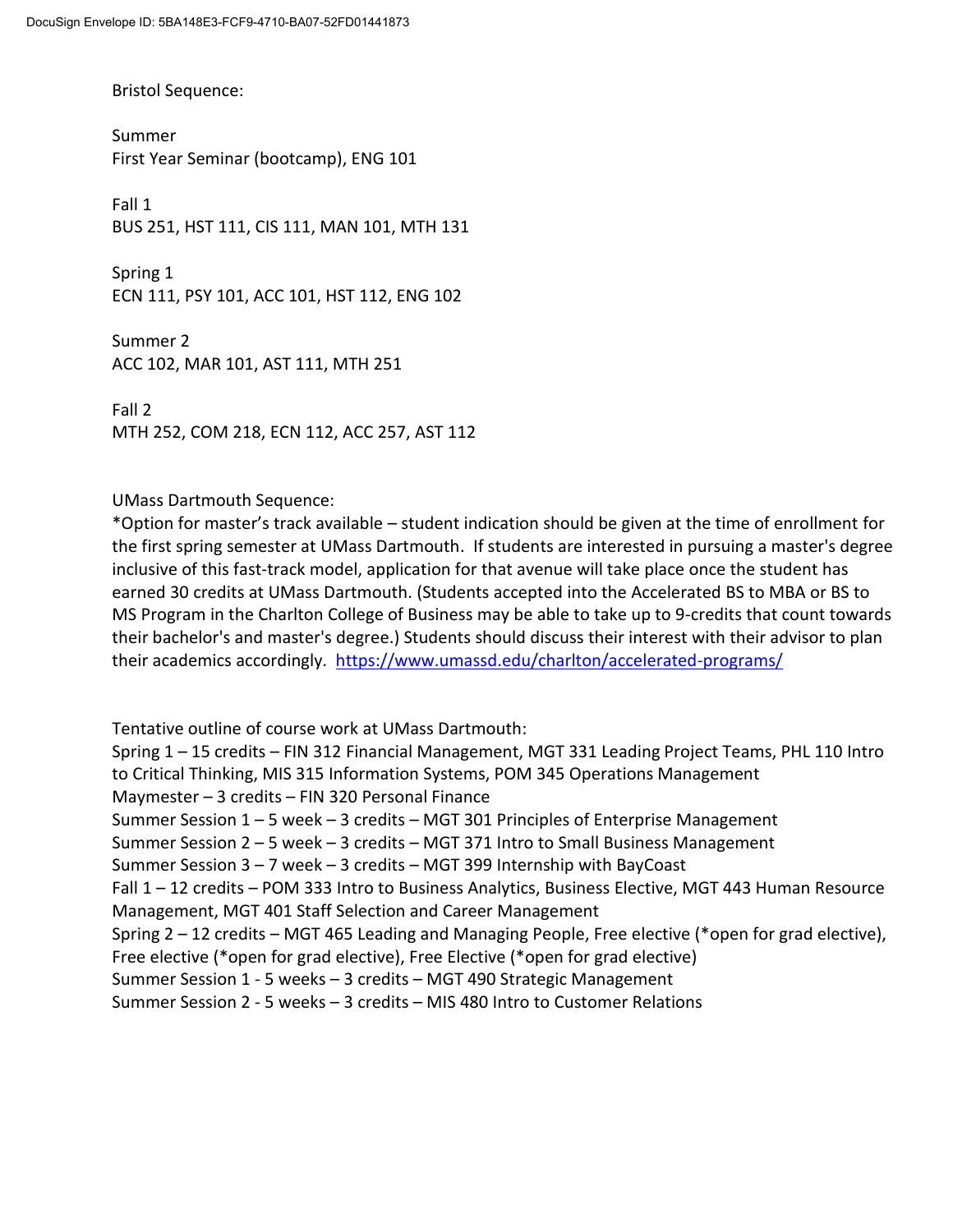Bristol Sequence:

Summer
First Year Seminar (bootcamp), ENG 101

Fall 1
BUS 251, HST 111, CIS 111, MAN 101, MTH 131

Spring 1
ECN 111, PSY 101, ACC 101, HST 112, ENG 102

Summer 2
ACC 102, MAR 101, AST 111, MTH 251

Fall 2
MTH 252, COM 218, ECN 112, ACC 257, AST 112

UMass Dartmouth Sequence:
*Option for master's track available – student indication should be given at the time of enrollment for the first spring semester at UMass Dartmouth. If students are interested in pursuing a master's degree inclusive of this fast-track model, application for that avenue will take place once the student has earned 30 credits at UMass Dartmouth. (Students accepted into the Accelerated BS to MBA or BS to MS Program in the Charlton College of Business may be able to take up to 9-credits that count towards their bachelor's and master's degree.) Students should discuss their interest with their advisor to plan their academics accordingly. https://www.umassd.edu/charlton/accelerated-programs/

Tentative outline of course work at UMass Dartmouth:
Spring 1 – 15 credits – FIN 312 Financial Management, MGT 331 Leading Project Teams, PHL 110 Intro to Critical Thinking, MIS 315 Information Systems, POM 345 Operations Management
Maymester – 3 credits – FIN 320 Personal Finance
Summer Session 1 – 5 week – 3 credits – MGT 301 Principles of Enterprise Management
Summer Session 2 – 5 week – 3 credits – MGT 371 Intro to Small Business Management
Summer Session 3 – 7 week – 3 credits – MGT 399 Internship with BayCoast
Fall 1 – 12 credits – POM 333 Intro to Business Analytics, Business Elective, MGT 443 Human Resource Management, MGT 401 Staff Selection and Career Management
Spring 2 – 12 credits – MGT 465 Leading and Managing People, Free elective (*open for grad elective), Free elective (*open for grad elective), Free Elective (*open for grad elective)
Summer Session 1 - 5 weeks – 3 credits – MGT 490 Strategic Management
Summer Session 2 - 5 weeks – 3 credits – MIS 480 Intro to Customer Relations